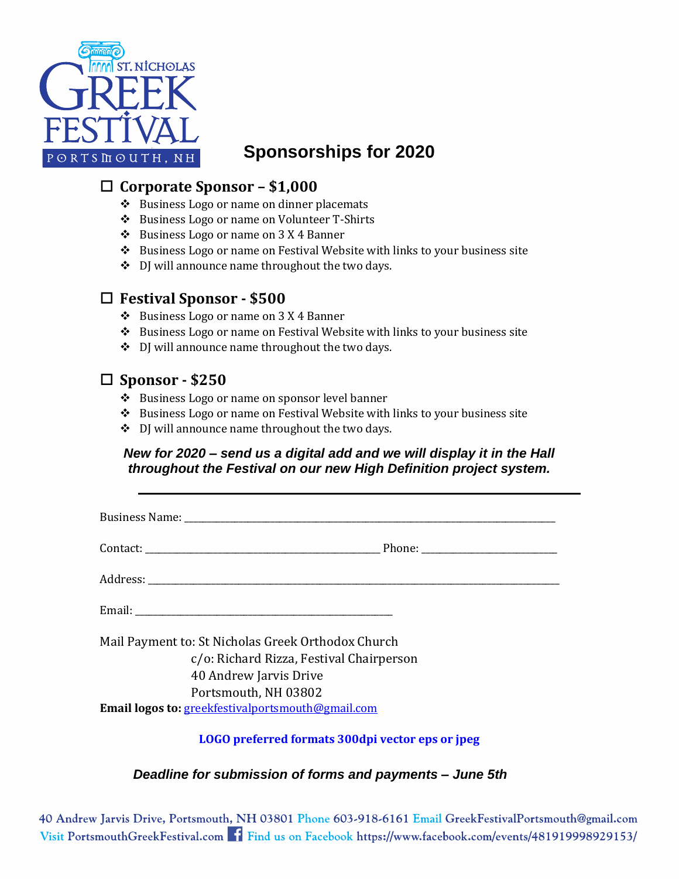ST. NICHOLAS GREEK FESTIVAL PORTSMOUTH, NH

# Sponsorships for 2020

## ☐ Corporate Sponsor – $1,000

- Business Logo or name on dinner placemats
- Business Logo or name on Volunteer T-Shirts
- Business Logo or name on 3 X 4 Banner
- Business Logo or name on Festival Website with links to your business site
- DJ will announce name throughout the two days.

## ☐ Festival Sponsor - $500

- Business Logo or name on 3 X 4 Banner
- Business Logo or name on Festival Website with links to your business site
- DJ will announce name throughout the two days.

## ☐ Sponsor - $250

- Business Logo or name on sponsor level banner
- Business Logo or name on Festival Website with links to your business site
- DJ will announce name throughout the two days.

***New for 2020 – send us a digital add and we will display it in the Hall throughout the Festival on our new High Definition project system.***

---

Business Name: ______________________________________________________________

Contact: ________________________________________ Phone: ______________________

Address: __________________________________________________________________

Email: ___________________________________________

Mail Payment to: St Nicholas Greek Orthodox Church
c/o: Richard Rizza, Festival Chairperson
40 Andrew Jarvis Drive
Portsmouth, NH 03802

**Email logos to:** greekfestivalportsmouth@gmail.com

**LOGO preferred formats 300dpi vector eps or jpeg**

***Deadline for submission of forms and payments – June 5th***

40 Andrew Jarvis Drive, Portsmouth, NH 03801 Phone 603-918-6161 Email GreekFestivalPortsmouth@gmail.com
Visit PortsmouthGreekFestival.com Find us on Facebook https://www.facebook.com/events/481919998929153/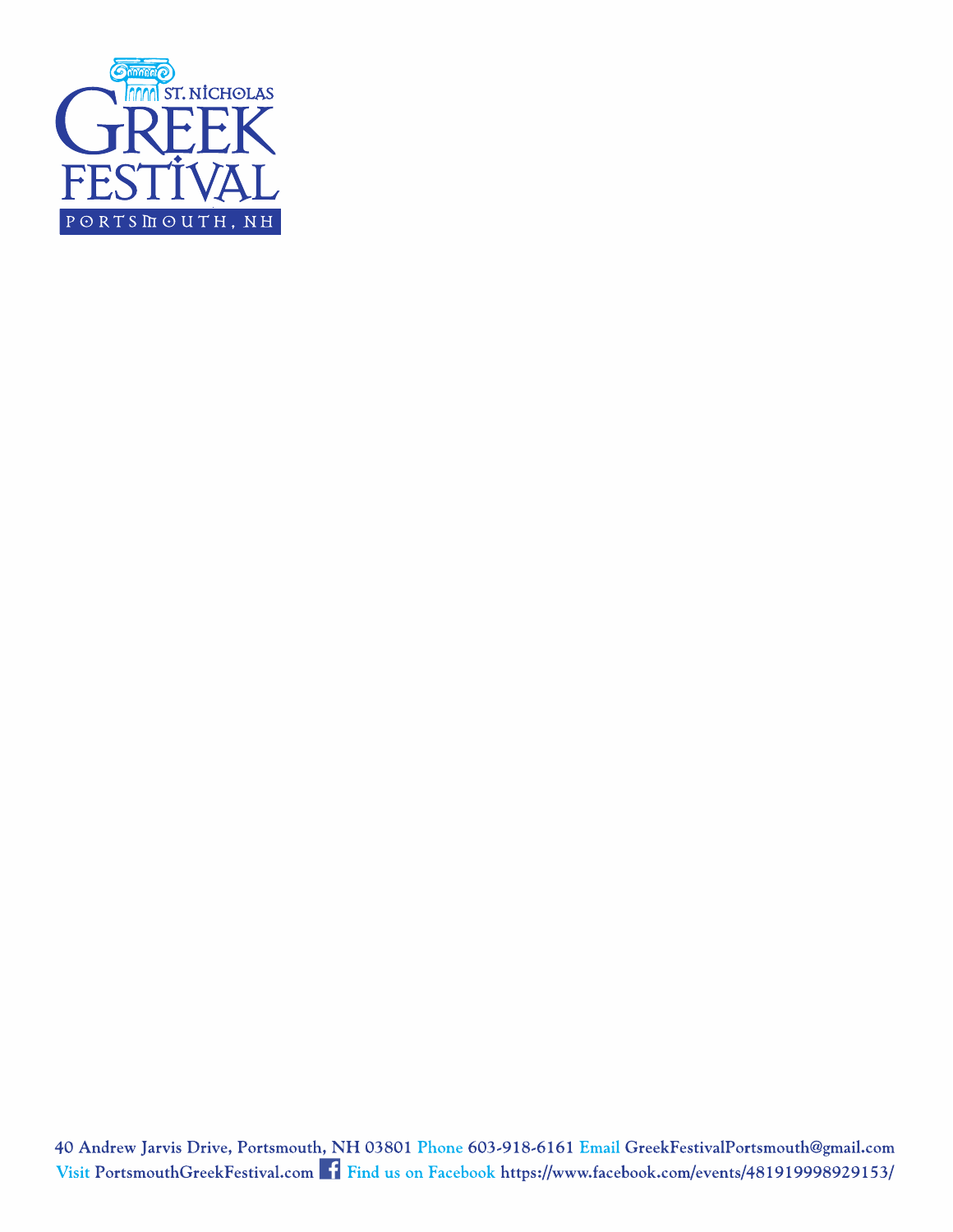ST. NICHOLAS

GREEK

FESTIVAL

PORTSMOUTH, NH

40 Andrew Jarvis Drive, Portsmouth, NH 03801 Phone 603-918-6161 Email GreekFestivalPortsmouth@gmail.com
Visit PortsmouthGreekFestival.com Find us on Facebook https://www.facebook.com/events/481919998929153/